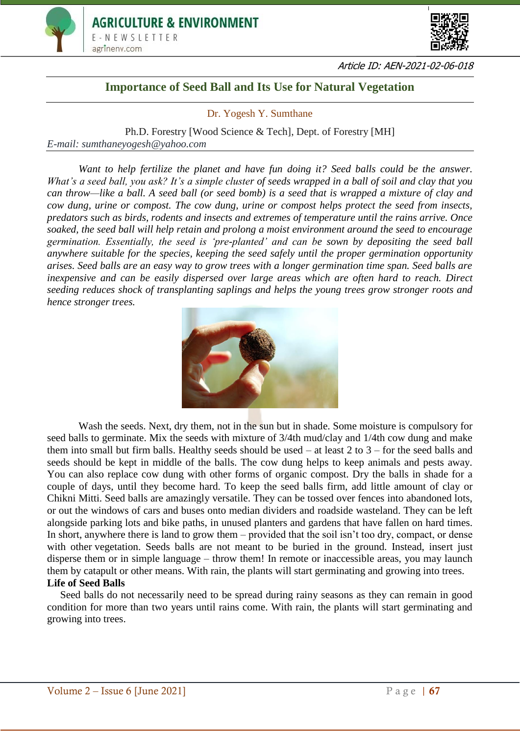Article ID: AEN-2021-02-06-018

# Importance of Seed Ball and Its Use for Natural Vegetation

Dr. Yogesh Y. Sumthane

Ph.D. Forestry [Wood Science & Tech], Dept. of Forestry [MH]

*E-mail: sumthaneyogesh@yahoo.com*

*Want to help fertilize the planet and have fun doing it? Seed balls could be the answer. What's a seed ball, you ask? It's a simple cluster of seeds wrapped in a ball of soil and clay that you can throw—like a ball. A seed ball (or seed bomb) is a seed that is wrapped a mixture of clay and cow dung, urine or compost. The cow dung, urine or compost helps protect the seed from insects, predators such as birds, rodents and insects and extremes of temperature until the rains arrive. Once soaked, the seed ball will help retain and prolong a moist environment around the seed to encourage germination. Essentially, the seed is 'pre-planted' and can be sown by depositing the seed ball anywhere suitable for the species, keeping the seed safely until the proper germination opportunity arises. Seed balls are an easy way to grow trees with a longer germination time span. Seed balls are inexpensive and can be easily dispersed over large areas which are often hard to reach. Direct seeding reduces shock of transplanting saplings and helps the young trees grow stronger roots and hence stronger trees.*

Wash the seeds. Next, dry them, not in the sun but in shade. Some moisture is compulsory for seed balls to germinate. Mix the seeds with mixture of 3/4th mud/clay and 1/4th cow dung and make them into small but firm balls. Healthy seeds should be used – at least 2 to 3 – for the seed balls and seeds should be kept in middle of the balls. The cow dung helps to keep animals and pests away. You can also replace cow dung with other forms of organic compost. Dry the balls in shade for a couple of days, until they become hard. To keep the seed balls firm, add little amount of clay or Chikni Mitti. Seed balls are amazingly versatile. They can be tossed over fences into abandoned lots, or out the windows of cars and buses onto median dividers and roadside wasteland. They can be left alongside parking lots and bike paths, in unused planters and gardens that have fallen on hard times. In short, anywhere there is land to grow them – provided that the soil isn't too dry, compact, or dense with other vegetation. Seeds balls are not meant to be buried in the ground. Instead, insert just disperse them or in simple language – throw them! In remote or inaccessible areas, you may launch them by catapult or other means. With rain, the plants will start germinating and growing into trees.

**Life of Seed Balls**

Seed balls do not necessarily need to be spread during rainy seasons as they can remain in good condition for more than two years until rains come. With rain, the plants will start germinating and growing into trees.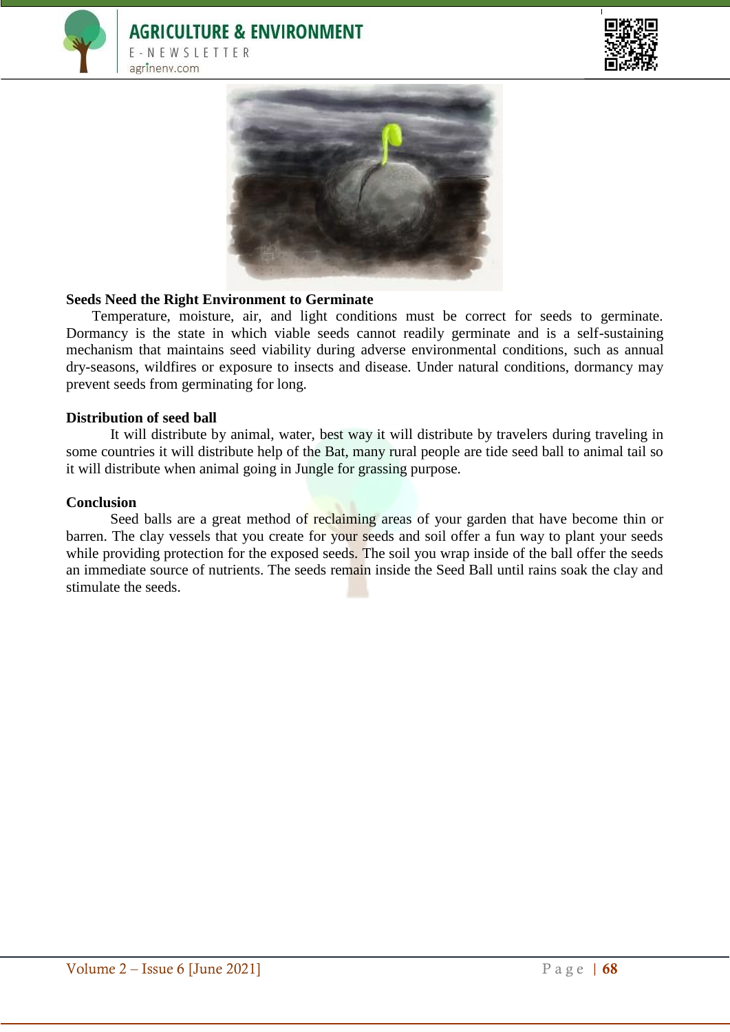**Seeds Need the Right Environment to Germinate**

Temperature, moisture, air, and light conditions must be correct for seeds to germinate. Dormancy is the state in which viable seeds cannot readily germinate and is a self-sustaining mechanism that maintains seed viability during adverse environmental conditions, such as annual dry-seasons, wildfires or exposure to insects and disease. Under natural conditions, dormancy may prevent seeds from germinating for long.

**Distribution of seed ball**

It will distribute by animal, water, best way it will distribute by travelers during traveling in some countries it will distribute help of the Bat, many rural people are tide seed ball to animal tail so it will distribute when animal going in Jungle for grassing purpose.

**Conclusion**

Seed balls are a great method of reclaiming areas of your garden that have become thin or barren. The clay vessels that you create for your seeds and soil offer a fun way to plant your seeds while providing protection for the exposed seeds. The soil you wrap inside of the ball offer the seeds an immediate source of nutrients. The seeds remain inside the Seed Ball until rains soak the clay and stimulate the seeds.